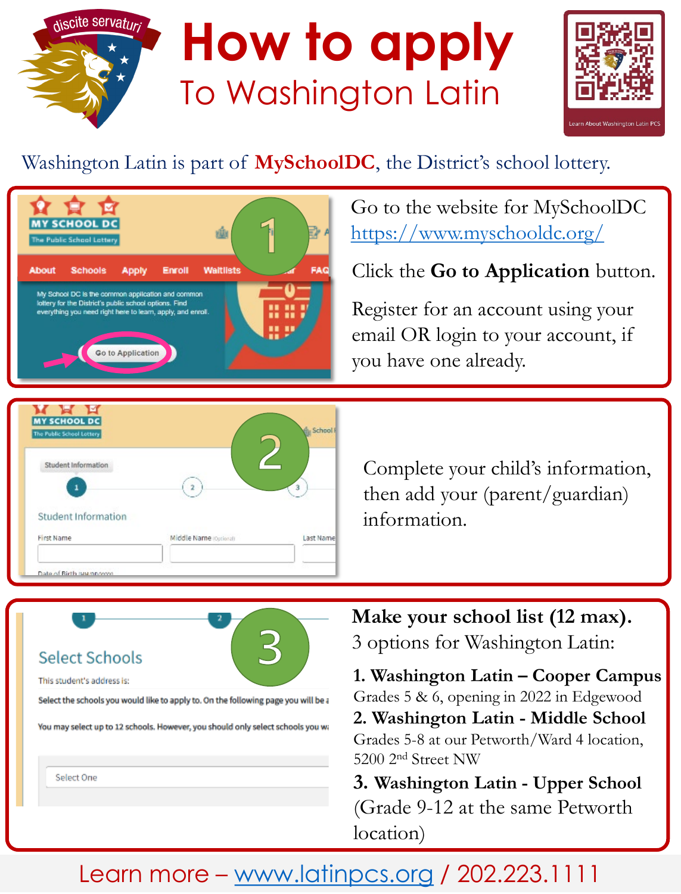# How to apply

## To Washington Latin

Washington Latin is part of **MySchoolDC**, the District's school lottery.

### 1

Go to the website for MySchoolDC https://www.myschooldc.org/

Click the **Go to Application** button.

Register for an account using your email OR login to your account, if you have one already.

### 2

Complete your child's information, then add your (parent/guardian) information.

### 3

**Make your school list (12 max).**
3 options for Washington Latin:

1. **Washington Latin – Cooper Campus**
   Grades 5 & 6, opening in 2022 in Edgewood
2. **Washington Latin - Middle School**
   Grades 5-8 at our Petworth/Ward 4 location, 5200 2nd Street NW
3. **Washington Latin - Upper School**
   (Grade 9-12 at the same Petworth location)

Learn more – www.latinpcs.org / 202.223.1111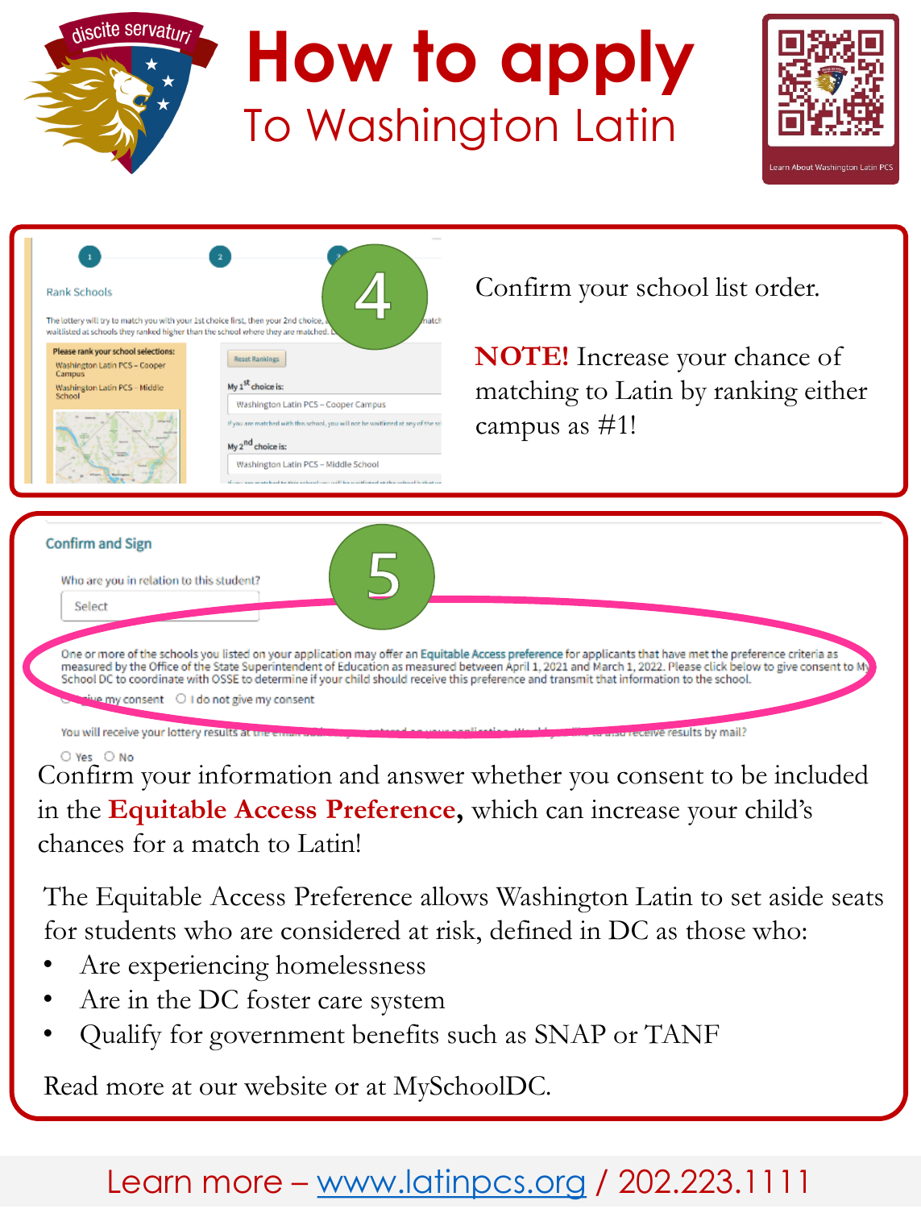# How to apply

## To Washington Latin

Learn About Washington Latin PCS

### 4

Confirm your school list order.

**NOTE!** Increase your chance of matching to Latin by ranking either campus as #1!

### 5

Confirm your information and answer whether you consent to be included in the **Equitable Access Preference,** which can increase your child's chances for a match to Latin!

The Equitable Access Preference allows Washington Latin to set aside seats for students who are considered at risk, defined in DC as those who:

- Are experiencing homelessness
- Are in the DC foster care system
- Qualify for government benefits such as SNAP or TANF

Read more at our website or at MySchoolDC.

Learn more – www.latinpcs.org / 202.223.1111